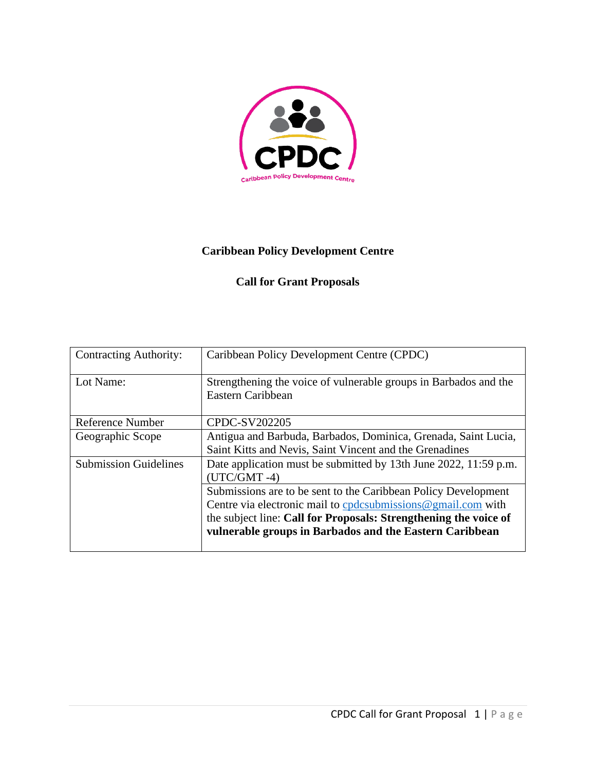# Caribbean Policy Development Centre

## Call for Grant Proposals

| Contracting Authority: | Caribbean Policy Development Centre (CPDC) |
|---|---|
| Lot Name: | Strengthening the voice of vulnerable groups in Barbados and the Eastern Caribbean |
| Reference Number | CPDC-SV202205 |
| Geographic Scope | Antigua and Barbuda, Barbados, Dominica, Grenada, Saint Lucia, Saint Kitts and Nevis, Saint Vincent and the Grenadines |
| Submission Guidelines | Date application must be submitted by 13th June 2022, 11:59 p.m. (UTC/GMT -4) |
| | Submissions are to be sent to the Caribbean Policy Development Centre via electronic mail to cpdcsubmissions@gmail.com with the subject line: **Call for Proposals: Strengthening the voice of vulnerable groups in Barbados and the Eastern Caribbean** |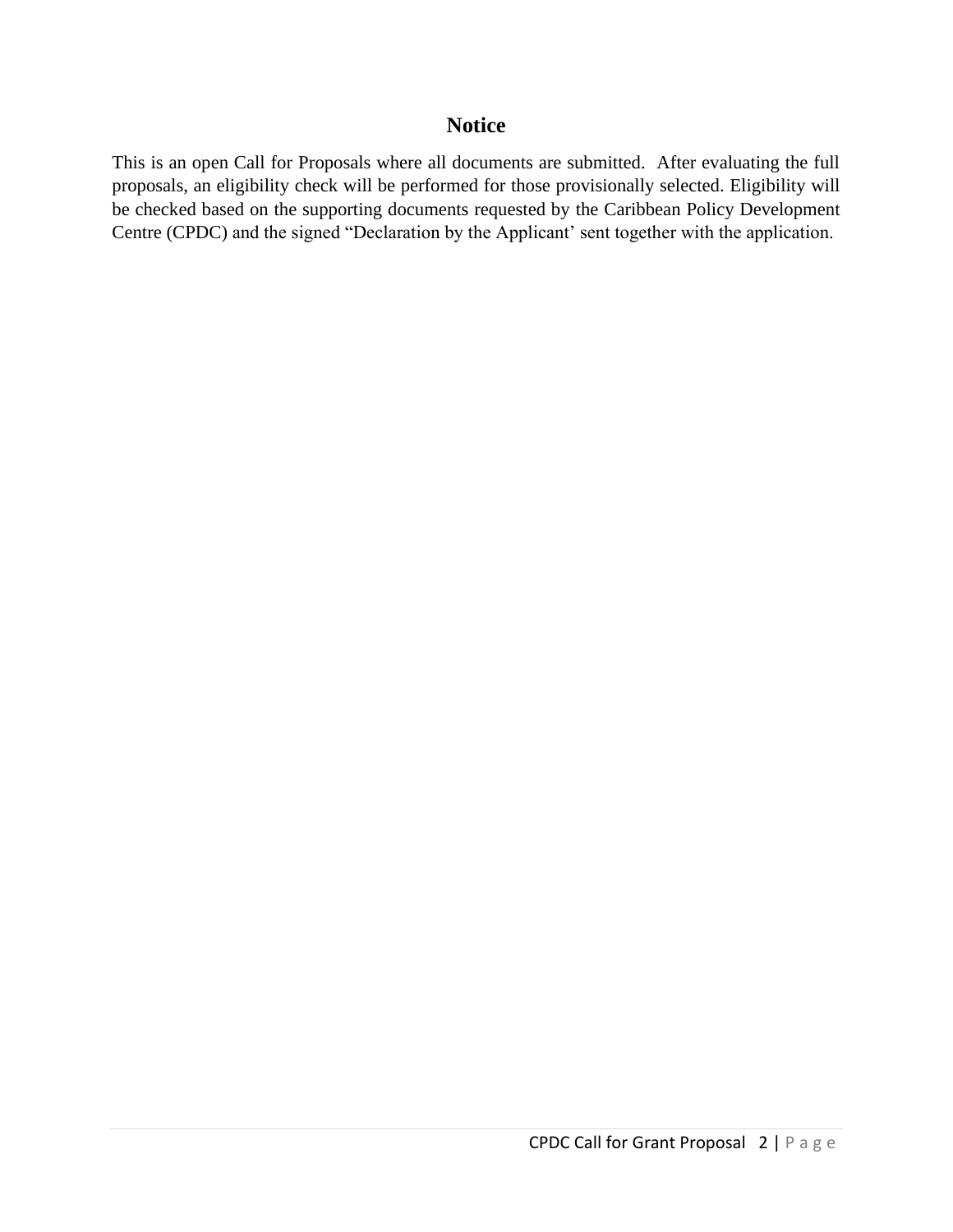## Notice

This is an open Call for Proposals where all documents are submitted. After evaluating the full proposals, an eligibility check will be performed for those provisionally selected. Eligibility will be checked based on the supporting documents requested by the Caribbean Policy Development Centre (CPDC) and the signed "Declaration by the Applicant' sent together with the application.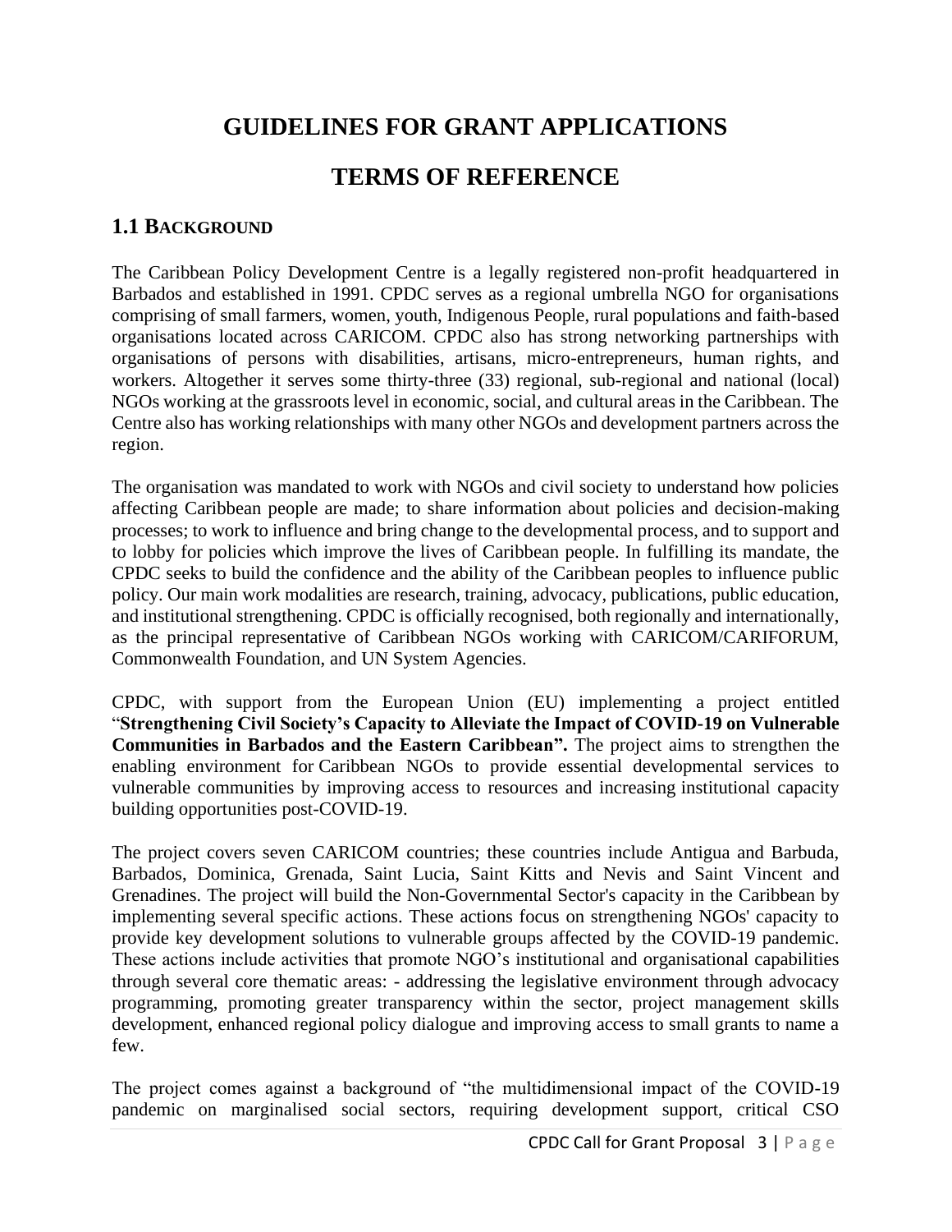# GUIDELINES FOR GRANT APPLICATIONS

# TERMS OF REFERENCE

## 1.1 BACKGROUND

The Caribbean Policy Development Centre is a legally registered non-profit headquartered in Barbados and established in 1991. CPDC serves as a regional umbrella NGO for organisations comprising of small farmers, women, youth, Indigenous People, rural populations and faith-based organisations located across CARICOM. CPDC also has strong networking partnerships with organisations of persons with disabilities, artisans, micro-entrepreneurs, human rights, and workers. Altogether it serves some thirty-three (33) regional, sub-regional and national (local) NGOs working at the grassroots level in economic, social, and cultural areas in the Caribbean. The Centre also has working relationships with many other NGOs and development partners across the region.

The organisation was mandated to work with NGOs and civil society to understand how policies affecting Caribbean people are made; to share information about policies and decision-making processes; to work to influence and bring change to the developmental process, and to support and to lobby for policies which improve the lives of Caribbean people. In fulfilling its mandate, the CPDC seeks to build the confidence and the ability of the Caribbean peoples to influence public policy. Our main work modalities are research, training, advocacy, publications, public education, and institutional strengthening. CPDC is officially recognised, both regionally and internationally, as the principal representative of Caribbean NGOs working with CARICOM/CARIFORUM, Commonwealth Foundation, and UN System Agencies.

CPDC, with support from the European Union (EU) implementing a project entitled "**Strengthening Civil Society's Capacity to Alleviate the Impact of COVID-19 on Vulnerable Communities in Barbados and the Eastern Caribbean".** The project aims to strengthen the enabling environment for Caribbean NGOs to provide essential developmental services to vulnerable communities by improving access to resources and increasing institutional capacity building opportunities post-COVID-19.

The project covers seven CARICOM countries; these countries include Antigua and Barbuda, Barbados, Dominica, Grenada, Saint Lucia, Saint Kitts and Nevis and Saint Vincent and Grenadines. The project will build the Non-Governmental Sector's capacity in the Caribbean by implementing several specific actions. These actions focus on strengthening NGOs' capacity to provide key development solutions to vulnerable groups affected by the COVID-19 pandemic. These actions include activities that promote NGO's institutional and organisational capabilities through several core thematic areas: - addressing the legislative environment through advocacy programming, promoting greater transparency within the sector, project management skills development, enhanced regional policy dialogue and improving access to small grants to name a few.

The project comes against a background of "the multidimensional impact of the COVID-19 pandemic on marginalised social sectors, requiring development support, critical CSO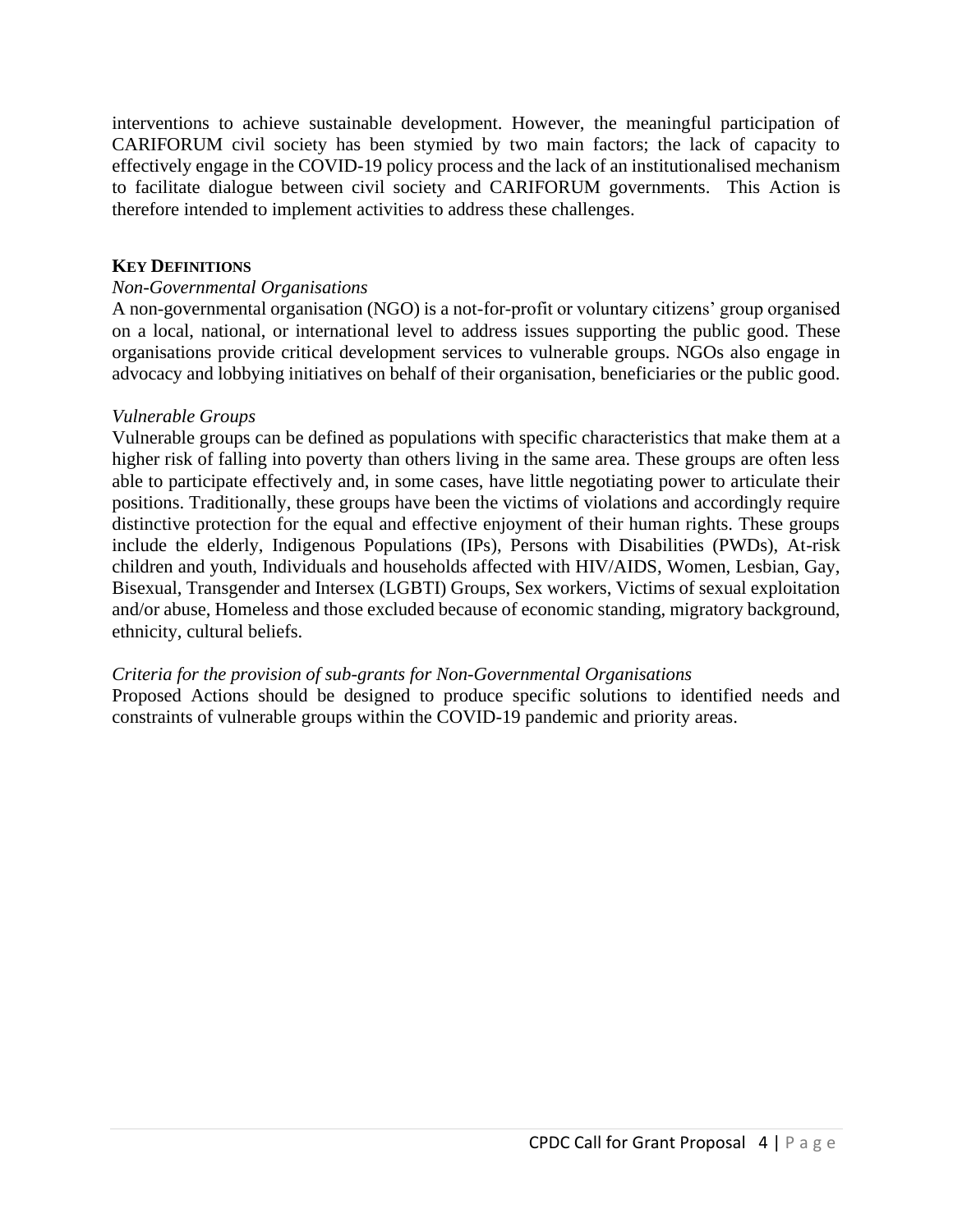interventions to achieve sustainable development. However, the meaningful participation of CARIFORUM civil society has been stymied by two main factors; the lack of capacity to effectively engage in the COVID-19 policy process and the lack of an institutionalised mechanism to facilitate dialogue between civil society and CARIFORUM governments. This Action is therefore intended to implement activities to address these challenges.

## KEY DEFINITIONS

*Non-Governmental Organisations*

A non-governmental organisation (NGO) is a not-for-profit or voluntary citizens' group organised on a local, national, or international level to address issues supporting the public good. These organisations provide critical development services to vulnerable groups. NGOs also engage in advocacy and lobbying initiatives on behalf of their organisation, beneficiaries or the public good.

*Vulnerable Groups*

Vulnerable groups can be defined as populations with specific characteristics that make them at a higher risk of falling into poverty than others living in the same area. These groups are often less able to participate effectively and, in some cases, have little negotiating power to articulate their positions. Traditionally, these groups have been the victims of violations and accordingly require distinctive protection for the equal and effective enjoyment of their human rights. These groups include the elderly, Indigenous Populations (IPs), Persons with Disabilities (PWDs), At-risk children and youth, Individuals and households affected with HIV/AIDS, Women, Lesbian, Gay, Bisexual, Transgender and Intersex (LGBTI) Groups, Sex workers, Victims of sexual exploitation and/or abuse, Homeless and those excluded because of economic standing, migratory background, ethnicity, cultural beliefs.

*Criteria for the provision of sub-grants for Non-Governmental Organisations*

Proposed Actions should be designed to produce specific solutions to identified needs and constraints of vulnerable groups within the COVID-19 pandemic and priority areas.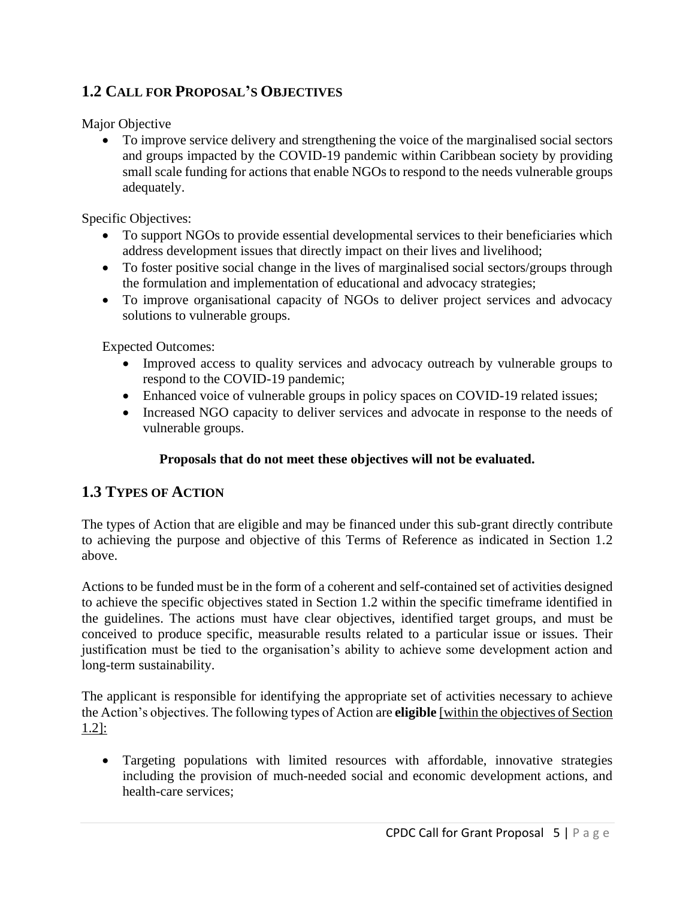## 1.2 Call for Proposal's Objectives

Major Objective

- To improve service delivery and strengthening the voice of the marginalised social sectors and groups impacted by the COVID-19 pandemic within Caribbean society by providing small scale funding for actions that enable NGOs to respond to the needs vulnerable groups adequately.

Specific Objectives:

- To support NGOs to provide essential developmental services to their beneficiaries which address development issues that directly impact on their lives and livelihood;
- To foster positive social change in the lives of marginalised social sectors/groups through the formulation and implementation of educational and advocacy strategies;
- To improve organisational capacity of NGOs to deliver project services and advocacy solutions to vulnerable groups.

Expected Outcomes:

- Improved access to quality services and advocacy outreach by vulnerable groups to respond to the COVID-19 pandemic;
- Enhanced voice of vulnerable groups in policy spaces on COVID-19 related issues;
- Increased NGO capacity to deliver services and advocate in response to the needs of vulnerable groups.

**Proposals that do not meet these objectives will not be evaluated.**

## 1.3 Types of Action

The types of Action that are eligible and may be financed under this sub-grant directly contribute to achieving the purpose and objective of this Terms of Reference as indicated in Section 1.2 above.

Actions to be funded must be in the form of a coherent and self-contained set of activities designed to achieve the specific objectives stated in Section 1.2 within the specific timeframe identified in the guidelines. The actions must have clear objectives, identified target groups, and must be conceived to produce specific, measurable results related to a particular issue or issues. Their justification must be tied to the organisation's ability to achieve some development action and long-term sustainability.

The applicant is responsible for identifying the appropriate set of activities necessary to achieve the Action's objectives. The following types of Action are **eligible** <u>[within the objectives of Section 1.2]:</u>

- Targeting populations with limited resources with affordable, innovative strategies including the provision of much-needed social and economic development actions, and health-care services;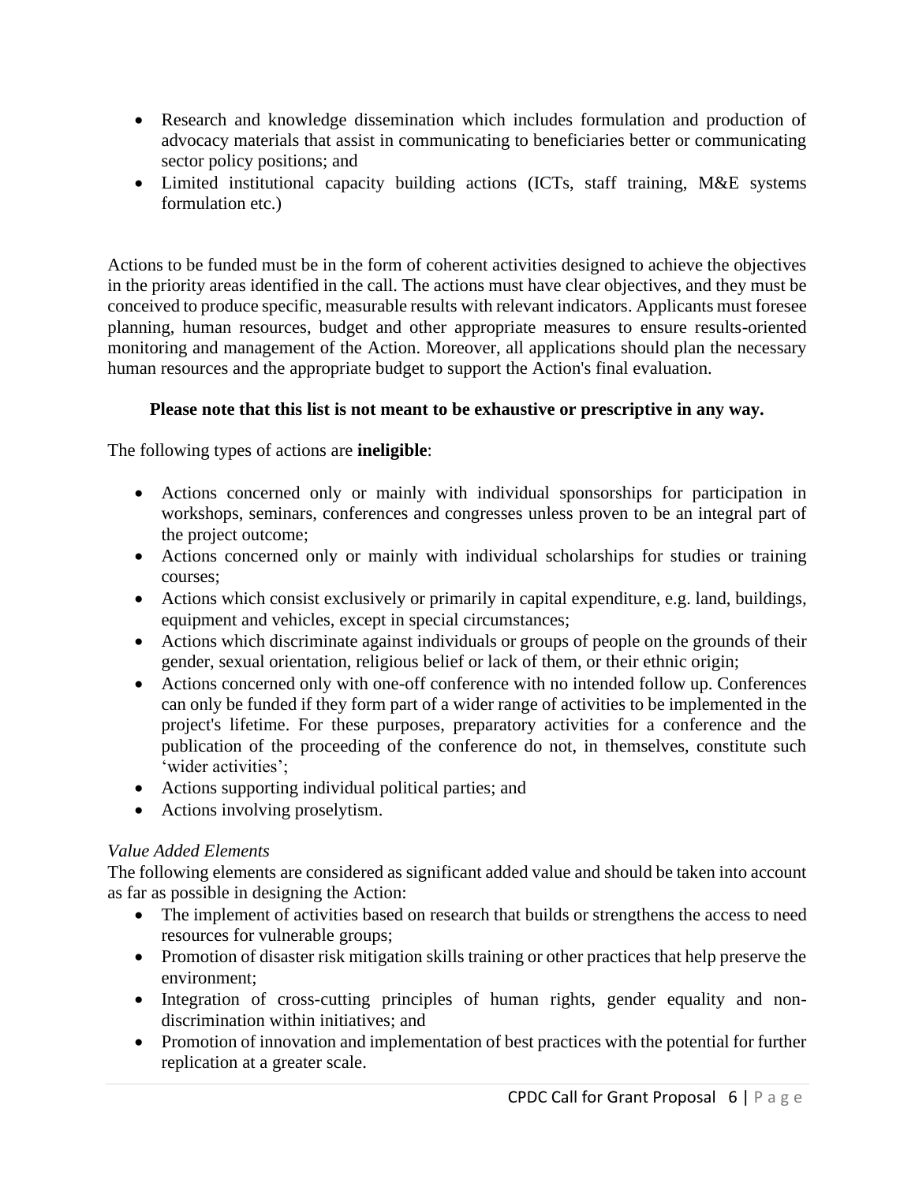- Research and knowledge dissemination which includes formulation and production of advocacy materials that assist in communicating to beneficiaries better or communicating sector policy positions; and
- Limited institutional capacity building actions (ICTs, staff training, M&E systems formulation etc.)

Actions to be funded must be in the form of coherent activities designed to achieve the objectives in the priority areas identified in the call. The actions must have clear objectives, and they must be conceived to produce specific, measurable results with relevant indicators. Applicants must foresee planning, human resources, budget and other appropriate measures to ensure results-oriented monitoring and management of the Action. Moreover, all applications should plan the necessary human resources and the appropriate budget to support the Action's final evaluation.

**Please note that this list is not meant to be exhaustive or prescriptive in any way.**

The following types of actions are **ineligible**:

- Actions concerned only or mainly with individual sponsorships for participation in workshops, seminars, conferences and congresses unless proven to be an integral part of the project outcome;
- Actions concerned only or mainly with individual scholarships for studies or training courses;
- Actions which consist exclusively or primarily in capital expenditure, e.g. land, buildings, equipment and vehicles, except in special circumstances;
- Actions which discriminate against individuals or groups of people on the grounds of their gender, sexual orientation, religious belief or lack of them, or their ethnic origin;
- Actions concerned only with one-off conference with no intended follow up. Conferences can only be funded if they form part of a wider range of activities to be implemented in the project's lifetime. For these purposes, preparatory activities for a conference and the publication of the proceeding of the conference do not, in themselves, constitute such 'wider activities';
- Actions supporting individual political parties; and
- Actions involving proselytism.

*Value Added Elements*

The following elements are considered as significant added value and should be taken into account as far as possible in designing the Action:

- The implement of activities based on research that builds or strengthens the access to need resources for vulnerable groups;
- Promotion of disaster risk mitigation skills training or other practices that help preserve the environment;
- Integration of cross-cutting principles of human rights, gender equality and non-discrimination within initiatives; and
- Promotion of innovation and implementation of best practices with the potential for further replication at a greater scale.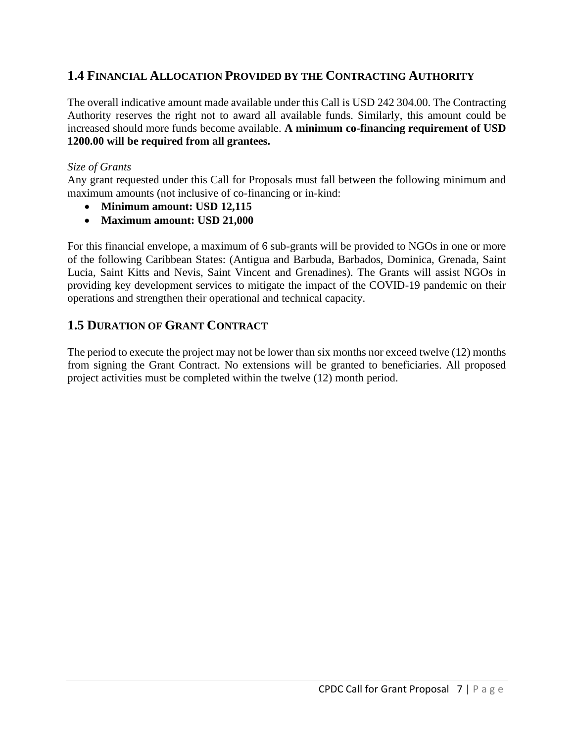## 1.4 Financial Allocation Provided by the Contracting Authority

The overall indicative amount made available under this Call is USD 242 304.00. The Contracting Authority reserves the right not to award all available funds. Similarly, this amount could be increased should more funds become available. **A minimum co-financing requirement of USD 1200.00 will be required from all grantees.**

*Size of Grants*

Any grant requested under this Call for Proposals must fall between the following minimum and maximum amounts (not inclusive of co-financing or in-kind:

- **Minimum amount: USD 12,115**
- **Maximum amount: USD 21,000**

For this financial envelope, a maximum of 6 sub-grants will be provided to NGOs in one or more of the following Caribbean States: (Antigua and Barbuda, Barbados, Dominica, Grenada, Saint Lucia, Saint Kitts and Nevis, Saint Vincent and Grenadines). The Grants will assist NGOs in providing key development services to mitigate the impact of the COVID-19 pandemic on their operations and strengthen their operational and technical capacity.

## 1.5 Duration of Grant Contract

The period to execute the project may not be lower than six months nor exceed twelve (12) months from signing the Grant Contract. No extensions will be granted to beneficiaries. All proposed project activities must be completed within the twelve (12) month period.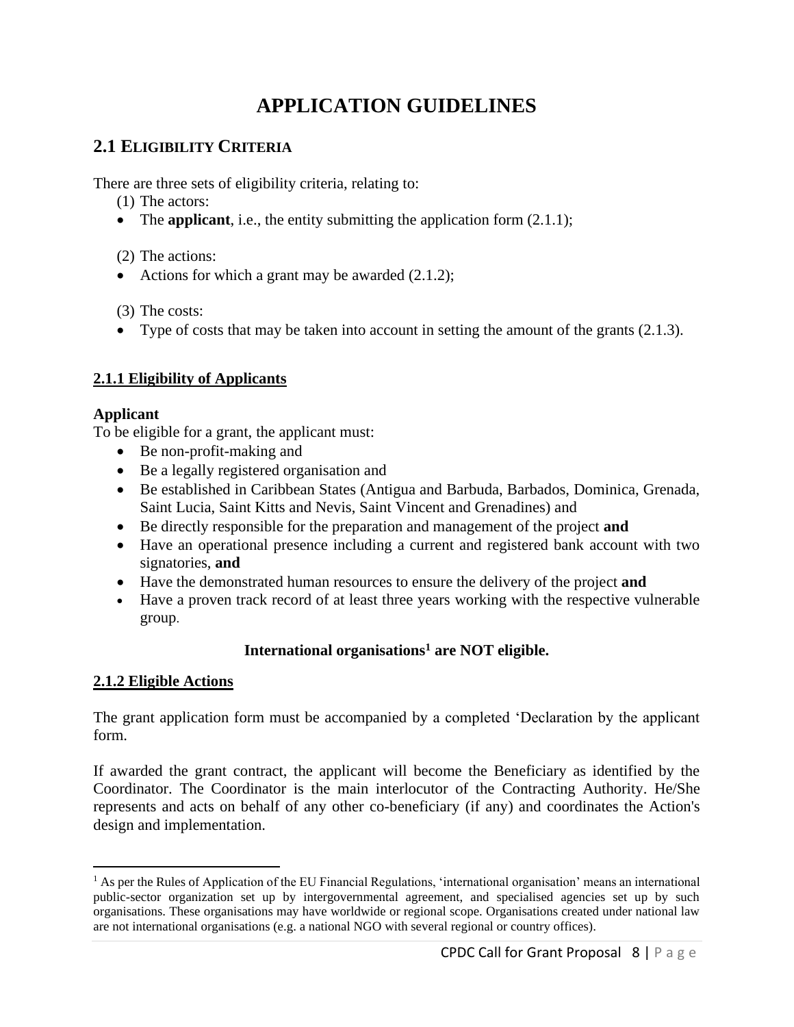# APPLICATION GUIDELINES

## 2.1 ELIGIBILITY CRITERIA

There are three sets of eligibility criteria, relating to:

(1) The actors:

- The **applicant**, i.e., the entity submitting the application form (2.1.1);

(2) The actions:

- Actions for which a grant may be awarded (2.1.2);

(3) The costs:

- Type of costs that may be taken into account in setting the amount of the grants (2.1.3).

### 2.1.1 Eligibility of Applicants

**Applicant**

To be eligible for a grant, the applicant must:

- Be non-profit-making and
- Be a legally registered organisation and
- Be established in Caribbean States (Antigua and Barbuda, Barbados, Dominica, Grenada, Saint Lucia, Saint Kitts and Nevis, Saint Vincent and Grenadines) and
- Be directly responsible for the preparation and management of the project **and**
- Have an operational presence including a current and registered bank account with two signatories, **and**
- Have the demonstrated human resources to ensure the delivery of the project **and**
- Have a proven track record of at least three years working with the respective vulnerable group.

**International organisations[1] are NOT eligible.**

### 2.1.2 Eligible Actions

The grant application form must be accompanied by a completed 'Declaration by the applicant form.

If awarded the grant contract, the applicant will become the Beneficiary as identified by the Coordinator. The Coordinator is the main interlocutor of the Contracting Authority. He/She represents and acts on behalf of any other co-beneficiary (if any) and coordinates the Action's design and implementation.

[1] As per the Rules of Application of the EU Financial Regulations, 'international organisation' means an international public-sector organization set up by intergovernmental agreement, and specialised agencies set up by such organisations. These organisations may have worldwide or regional scope. Organisations created under national law are not international organisations (e.g. a national NGO with several regional or country offices).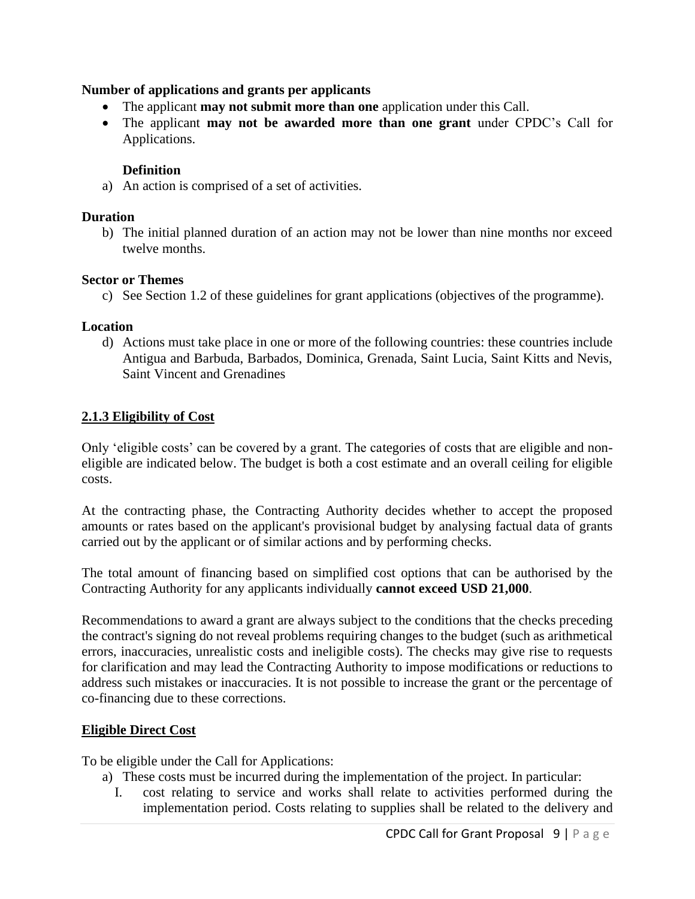**Number of applications and grants per applicants**

- The applicant **may not submit more than one** application under this Call.
- The applicant **may not be awarded more than one grant** under CPDC's Call for Applications.

**Definition**

a) An action is comprised of a set of activities.

**Duration**

b) The initial planned duration of an action may not be lower than nine months nor exceed twelve months.

**Sector or Themes**

c) See Section 1.2 of these guidelines for grant applications (objectives of the programme).

**Location**

d) Actions must take place in one or more of the following countries: these countries include Antigua and Barbuda, Barbados, Dominica, Grenada, Saint Lucia, Saint Kitts and Nevis, Saint Vincent and Grenadines

### 2.1.3 Eligibility of Cost

Only 'eligible costs' can be covered by a grant. The categories of costs that are eligible and non-eligible are indicated below. The budget is both a cost estimate and an overall ceiling for eligible costs.

At the contracting phase, the Contracting Authority decides whether to accept the proposed amounts or rates based on the applicant's provisional budget by analysing factual data of grants carried out by the applicant or of similar actions and by performing checks.

The total amount of financing based on simplified cost options that can be authorised by the Contracting Authority for any applicants individually **cannot exceed USD 21,000**.

Recommendations to award a grant are always subject to the conditions that the checks preceding the contract's signing do not reveal problems requiring changes to the budget (such as arithmetical errors, inaccuracies, unrealistic costs and ineligible costs). The checks may give rise to requests for clarification and may lead the Contracting Authority to impose modifications or reductions to address such mistakes or inaccuracies. It is not possible to increase the grant or the percentage of co-financing due to these corrections.

**Eligible Direct Cost**

To be eligible under the Call for Applications:

a) These costs must be incurred during the implementation of the project. In particular:

   I. cost relating to service and works shall relate to activities performed during the implementation period. Costs relating to supplies shall be related to the delivery and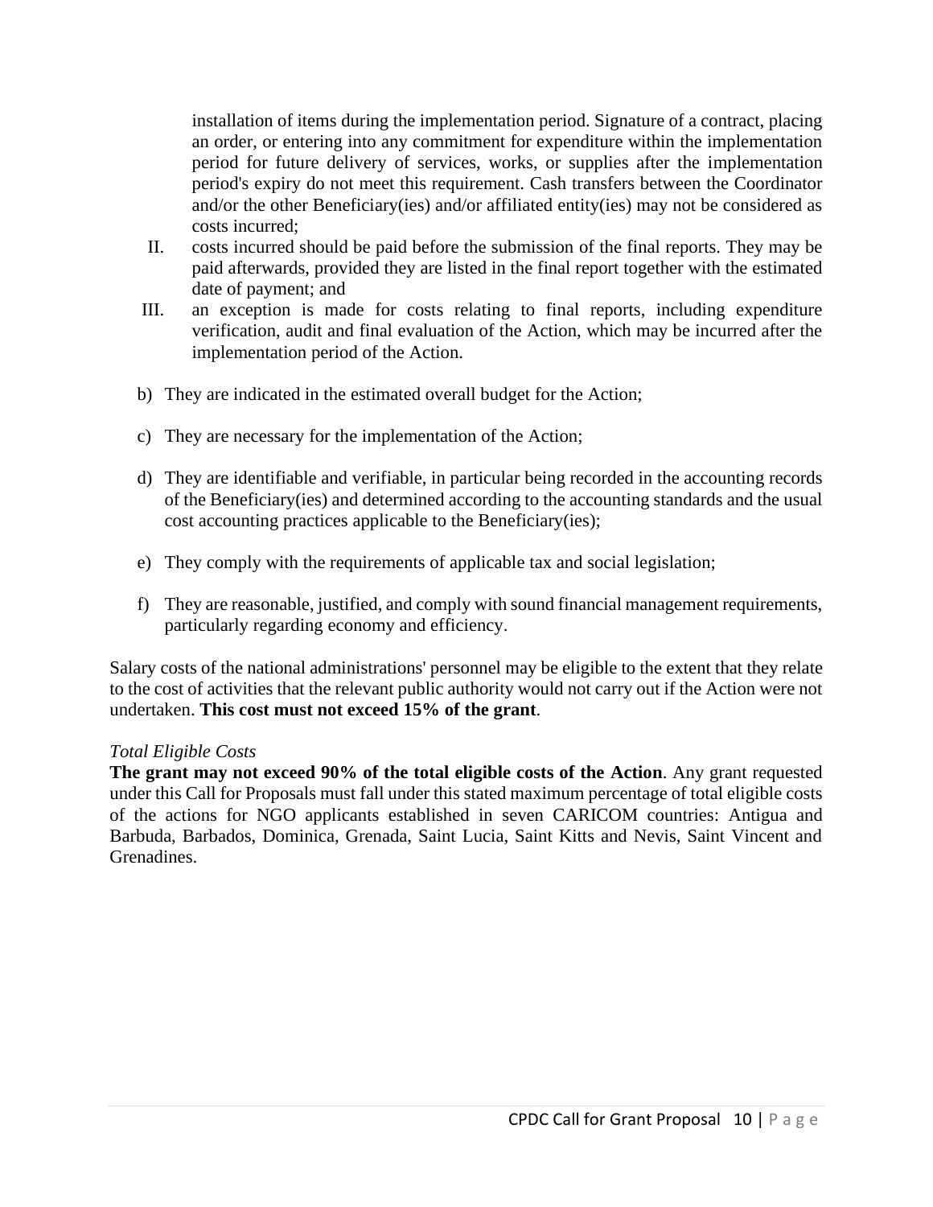installation of items during the implementation period. Signature of a contract, placing an order, or entering into any commitment for expenditure within the implementation period for future delivery of services, works, or supplies after the implementation period's expiry do not meet this requirement. Cash transfers between the Coordinator and/or the other Beneficiary(ies) and/or affiliated entity(ies) may not be considered as costs incurred;

II. costs incurred should be paid before the submission of the final reports. They may be paid afterwards, provided they are listed in the final report together with the estimated date of payment; and

III. an exception is made for costs relating to final reports, including expenditure verification, audit and final evaluation of the Action, which may be incurred after the implementation period of the Action.

b) They are indicated in the estimated overall budget for the Action;

c) They are necessary for the implementation of the Action;

d) They are identifiable and verifiable, in particular being recorded in the accounting records of the Beneficiary(ies) and determined according to the accounting standards and the usual cost accounting practices applicable to the Beneficiary(ies);

e) They comply with the requirements of applicable tax and social legislation;

f) They are reasonable, justified, and comply with sound financial management requirements, particularly regarding economy and efficiency.

Salary costs of the national administrations' personnel may be eligible to the extent that they relate to the cost of activities that the relevant public authority would not carry out if the Action were not undertaken. **This cost must not exceed 15% of the grant**.

*Total Eligible Costs*

**The grant may not exceed 90% of the total eligible costs of the Action**. Any grant requested under this Call for Proposals must fall under this stated maximum percentage of total eligible costs of the actions for NGO applicants established in seven CARICOM countries: Antigua and Barbuda, Barbados, Dominica, Grenada, Saint Lucia, Saint Kitts and Nevis, Saint Vincent and Grenadines.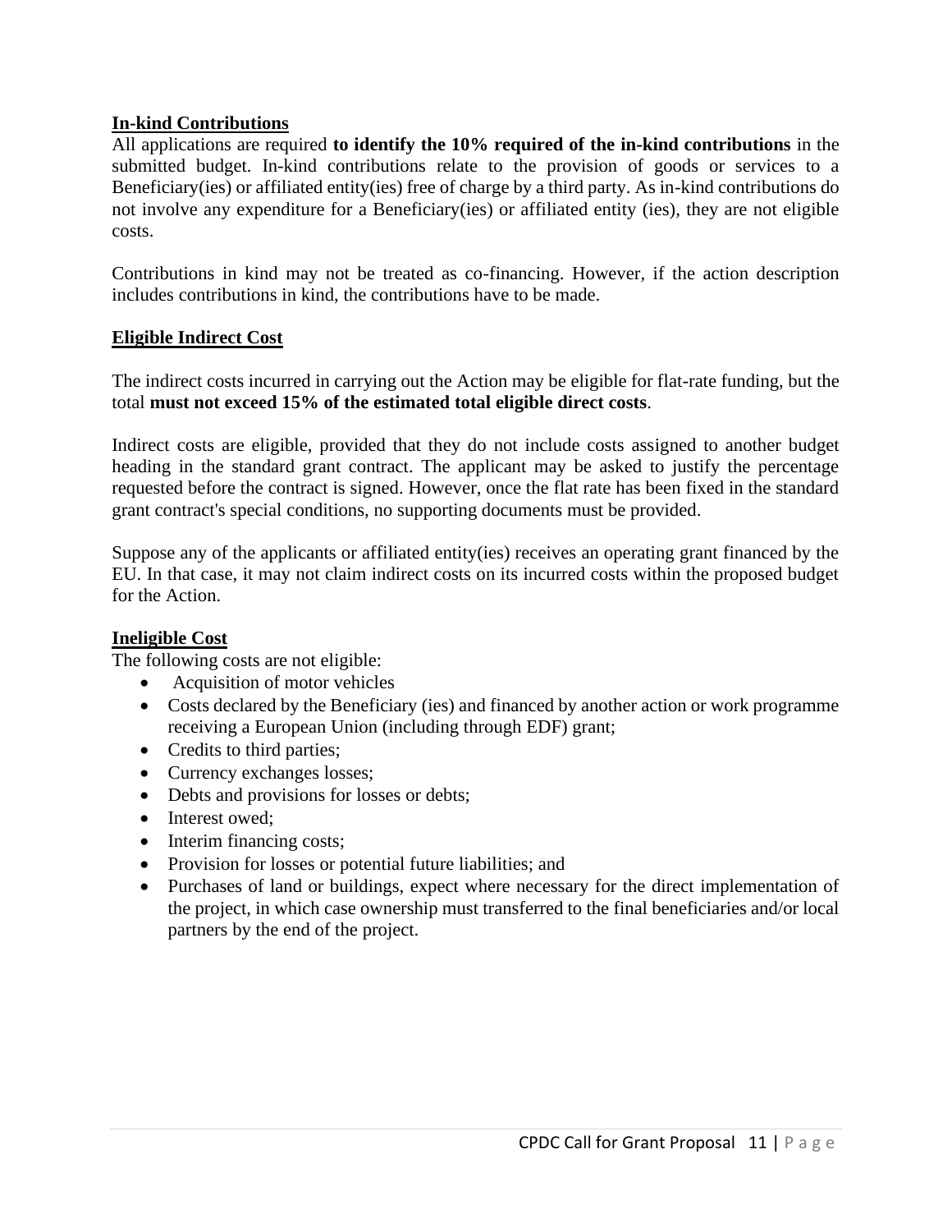**In-kind Contributions**

All applications are required **to identify the 10% required of the in-kind contributions** in the submitted budget. In-kind contributions relate to the provision of goods or services to a Beneficiary(ies) or affiliated entity(ies) free of charge by a third party. As in-kind contributions do not involve any expenditure for a Beneficiary(ies) or affiliated entity (ies), they are not eligible costs.

Contributions in kind may not be treated as co-financing. However, if the action description includes contributions in kind, the contributions have to be made.

**Eligible Indirect Cost**

The indirect costs incurred in carrying out the Action may be eligible for flat-rate funding, but the total **must not exceed 15% of the estimated total eligible direct costs**.

Indirect costs are eligible, provided that they do not include costs assigned to another budget heading in the standard grant contract. The applicant may be asked to justify the percentage requested before the contract is signed. However, once the flat rate has been fixed in the standard grant contract's special conditions, no supporting documents must be provided.

Suppose any of the applicants or affiliated entity(ies) receives an operating grant financed by the EU. In that case, it may not claim indirect costs on its incurred costs within the proposed budget for the Action.

**Ineligible Cost**

The following costs are not eligible:

- Acquisition of motor vehicles
- Costs declared by the Beneficiary (ies) and financed by another action or work programme receiving a European Union (including through EDF) grant;
- Credits to third parties;
- Currency exchanges losses;
- Debts and provisions for losses or debts;
- Interest owed;
- Interim financing costs;
- Provision for losses or potential future liabilities; and
- Purchases of land or buildings, expect where necessary for the direct implementation of the project, in which case ownership must transferred to the final beneficiaries and/or local partners by the end of the project.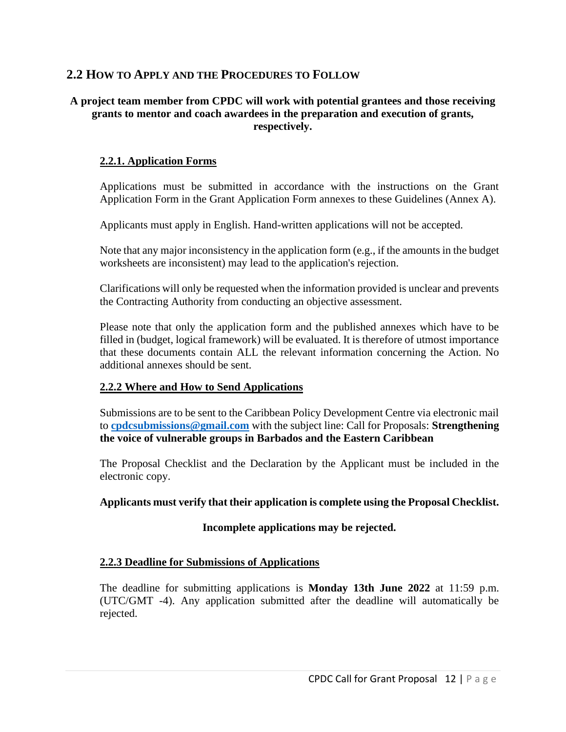## 2.2 How to Apply and the Procedures to Follow

**A project team member from CPDC will work with potential grantees and those receiving grants to mentor and coach awardees in the preparation and execution of grants, respectively.**

### 2.2.1. Application Forms

Applications must be submitted in accordance with the instructions on the Grant Application Form in the Grant Application Form annexes to these Guidelines (Annex A).

Applicants must apply in English. Hand-written applications will not be accepted.

Note that any major inconsistency in the application form (e.g., if the amounts in the budget worksheets are inconsistent) may lead to the application's rejection.

Clarifications will only be requested when the information provided is unclear and prevents the Contracting Authority from conducting an objective assessment.

Please note that only the application form and the published annexes which have to be filled in (budget, logical framework) will be evaluated. It is therefore of utmost importance that these documents contain ALL the relevant information concerning the Action. No additional annexes should be sent.

### 2.2.2 Where and How to Send Applications

Submissions are to be sent to the Caribbean Policy Development Centre via electronic mail to **cpdcsubmissions@gmail.com** with the subject line: Call for Proposals: **Strengthening the voice of vulnerable groups in Barbados and the Eastern Caribbean**

The Proposal Checklist and the Declaration by the Applicant must be included in the electronic copy.

**Applicants must verify that their application is complete using the Proposal Checklist.**

**Incomplete applications may be rejected.**

### 2.2.3 Deadline for Submissions of Applications

The deadline for submitting applications is **Monday 13th June 2022** at 11:59 p.m. (UTC/GMT -4). Any application submitted after the deadline will automatically be rejected.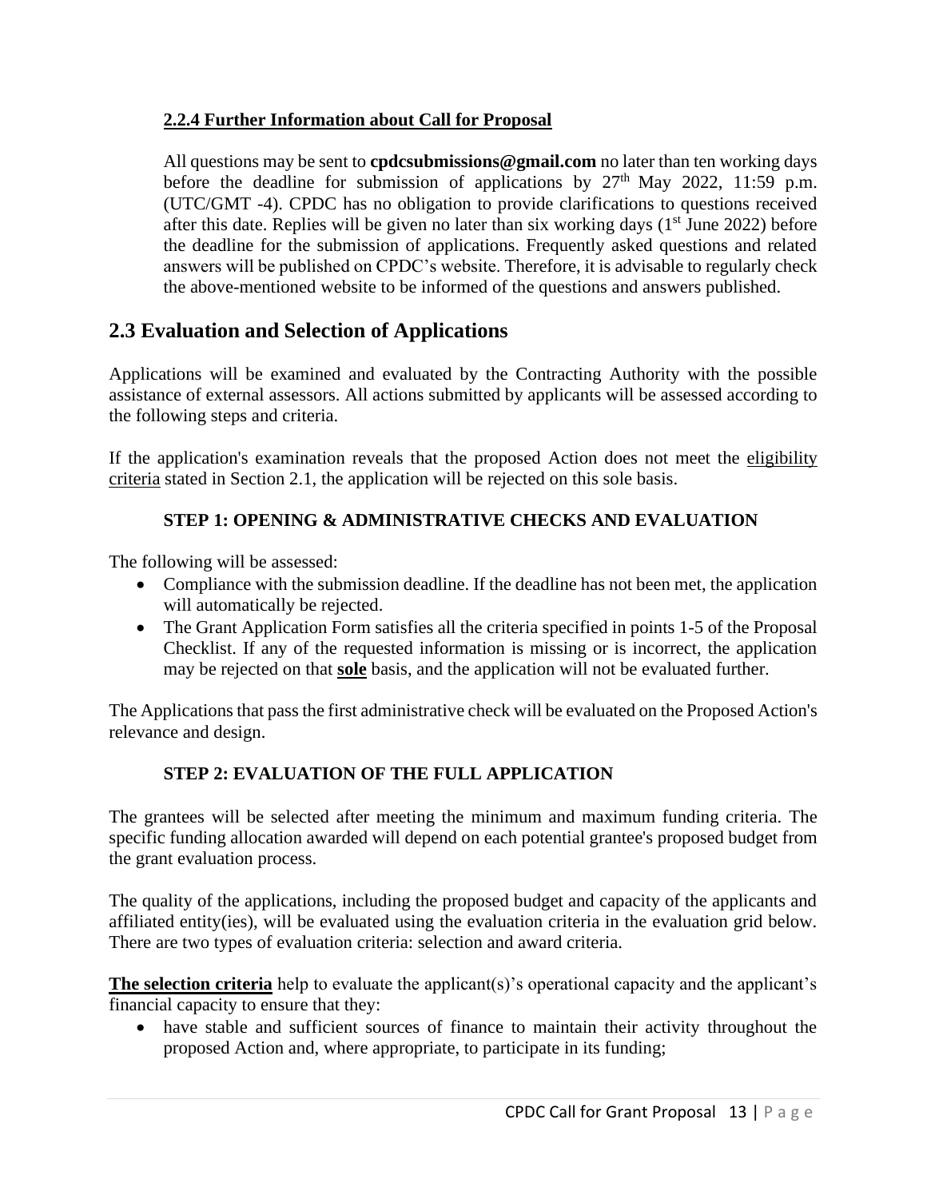#### 2.2.4 Further Information about Call for Proposal

All questions may be sent to **cpdcsubmissions@gmail.com** no later than ten working days before the deadline for submission of applications by 27th May 2022, 11:59 p.m. (UTC/GMT -4). CPDC has no obligation to provide clarifications to questions received after this date. Replies will be given no later than six working days (1st June 2022) before the deadline for the submission of applications. Frequently asked questions and related answers will be published on CPDC's website. Therefore, it is advisable to regularly check the above-mentioned website to be informed of the questions and answers published.

## 2.3 Evaluation and Selection of Applications

Applications will be examined and evaluated by the Contracting Authority with the possible assistance of external assessors. All actions submitted by applicants will be assessed according to the following steps and criteria.

If the application's examination reveals that the proposed Action does not meet the eligibility criteria stated in Section 2.1, the application will be rejected on this sole basis.

**STEP 1: OPENING & ADMINISTRATIVE CHECKS AND EVALUATION**

The following will be assessed:

- Compliance with the submission deadline. If the deadline has not been met, the application will automatically be rejected.
- The Grant Application Form satisfies all the criteria specified in points 1-5 of the Proposal Checklist. If any of the requested information is missing or is incorrect, the application may be rejected on that **sole** basis, and the application will not be evaluated further.

The Applications that pass the first administrative check will be evaluated on the Proposed Action's relevance and design.

**STEP 2: EVALUATION OF THE FULL APPLICATION**

The grantees will be selected after meeting the minimum and maximum funding criteria. The specific funding allocation awarded will depend on each potential grantee's proposed budget from the grant evaluation process.

The quality of the applications, including the proposed budget and capacity of the applicants and affiliated entity(ies), will be evaluated using the evaluation criteria in the evaluation grid below. There are two types of evaluation criteria: selection and award criteria.

**The selection criteria** help to evaluate the applicant(s)'s operational capacity and the applicant's financial capacity to ensure that they:

- have stable and sufficient sources of finance to maintain their activity throughout the proposed Action and, where appropriate, to participate in its funding;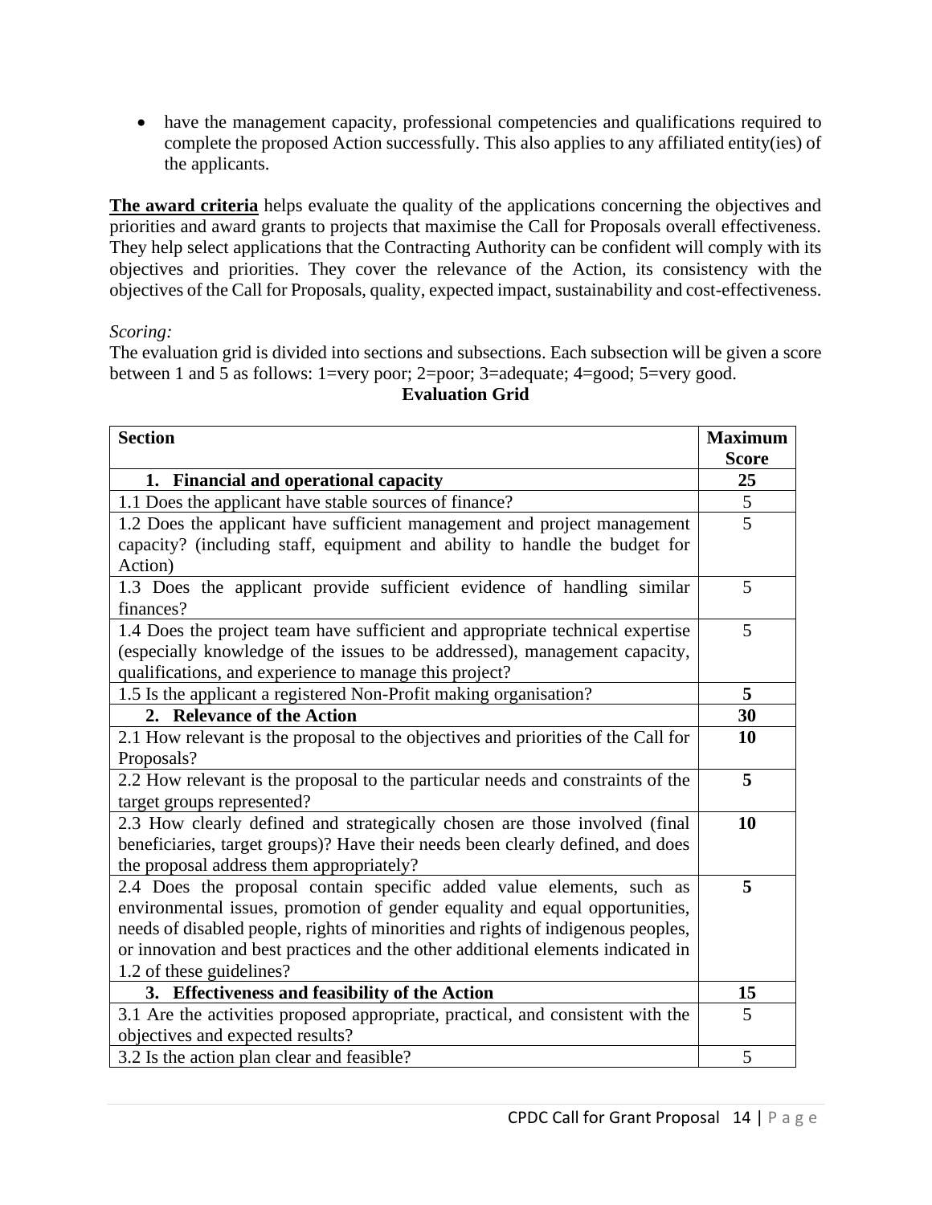- have the management capacity, professional competencies and qualifications required to complete the proposed Action successfully. This also applies to any affiliated entity(ies) of the applicants.

**The award criteria** helps evaluate the quality of the applications concerning the objectives and priorities and award grants to projects that maximise the Call for Proposals overall effectiveness. They help select applications that the Contracting Authority can be confident will comply with its objectives and priorities. They cover the relevance of the Action, its consistency with the objectives of the Call for Proposals, quality, expected impact, sustainability and cost-effectiveness.

*Scoring:*
The evaluation grid is divided into sections and subsections. Each subsection will be given a score between 1 and 5 as follows: 1=very poor; 2=poor; 3=adequate; 4=good; 5=very good.

**Evaluation Grid**

| **Section** | **Maximum Score** |
|---|---|
| **1. Financial and operational capacity** | **25** |
| 1.1 Does the applicant have stable sources of finance? | 5 |
| 1.2 Does the applicant have sufficient management and project management capacity? (including staff, equipment and ability to handle the budget for Action) | 5 |
| 1.3 Does the applicant provide sufficient evidence of handling similar finances? | 5 |
| 1.4 Does the project team have sufficient and appropriate technical expertise (especially knowledge of the issues to be addressed), management capacity, qualifications, and experience to manage this project? | 5 |
| 1.5 Is the applicant a registered Non-Profit making organisation? | **5** |
| **2. Relevance of the Action** | **30** |
| 2.1 How relevant is the proposal to the objectives and priorities of the Call for Proposals? | **10** |
| 2.2 How relevant is the proposal to the particular needs and constraints of the target groups represented? | **5** |
| 2.3 How clearly defined and strategically chosen are those involved (final beneficiaries, target groups)? Have their needs been clearly defined, and does the proposal address them appropriately? | **10** |
| 2.4 Does the proposal contain specific added value elements, such as environmental issues, promotion of gender equality and equal opportunities, needs of disabled people, rights of minorities and rights of indigenous peoples, or innovation and best practices and the other additional elements indicated in 1.2 of these guidelines? | **5** |
| **3. Effectiveness and feasibility of the Action** | **15** |
| 3.1 Are the activities proposed appropriate, practical, and consistent with the objectives and expected results? | 5 |
| 3.2 Is the action plan clear and feasible? | 5 |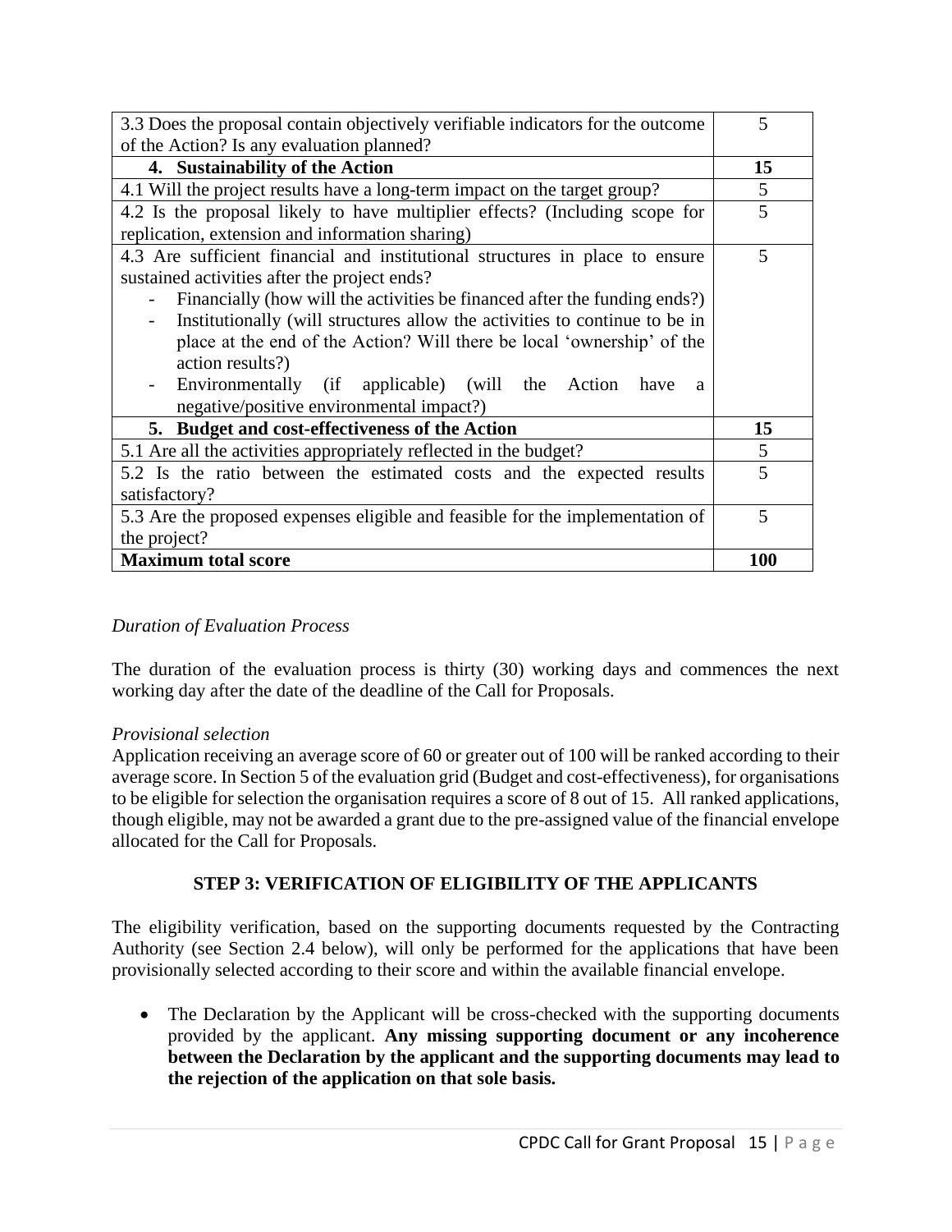| | |
|---|---|
| 3.3 Does the proposal contain objectively verifiable indicators for the outcome of the Action? Is any evaluation planned? | 5 |
| **4. Sustainability of the Action** | **15** |
| 4.1 Will the project results have a long-term impact on the target group? | 5 |
| 4.2 Is the proposal likely to have multiplier effects? (Including scope for replication, extension and information sharing) | 5 |
| 4.3 Are sufficient financial and institutional structures in place to ensure sustained activities after the project ends?<br>- Financially (how will the activities be financed after the funding ends?)<br>- Institutionally (will structures allow the activities to continue to be in place at the end of the Action? Will there be local 'ownership' of the action results?)<br>- Environmentally (if applicable) (will the Action have a negative/positive environmental impact?) | 5 |
| **5. Budget and cost-effectiveness of the Action** | **15** |
| 5.1 Are all the activities appropriately reflected in the budget? | 5 |
| 5.2 Is the ratio between the estimated costs and the expected results satisfactory? | 5 |
| 5.3 Are the proposed expenses eligible and feasible for the implementation of the project? | 5 |
| **Maximum total score** | **100** |

*Duration of Evaluation Process*

The duration of the evaluation process is thirty (30) working days and commences the next working day after the date of the deadline of the Call for Proposals.

*Provisional selection*

Application receiving an average score of 60 or greater out of 100 will be ranked according to their average score. In Section 5 of the evaluation grid (Budget and cost-effectiveness), for organisations to be eligible for selection the organisation requires a score of 8 out of 15. All ranked applications, though eligible, may not be awarded a grant due to the pre-assigned value of the financial envelope allocated for the Call for Proposals.

**STEP 3: VERIFICATION OF ELIGIBILITY OF THE APPLICANTS**

The eligibility verification, based on the supporting documents requested by the Contracting Authority (see Section 2.4 below), will only be performed for the applications that have been provisionally selected according to their score and within the available financial envelope.

- The Declaration by the Applicant will be cross-checked with the supporting documents provided by the applicant. **Any missing supporting document or any incoherence between the Declaration by the applicant and the supporting documents may lead to the rejection of the application on that sole basis.**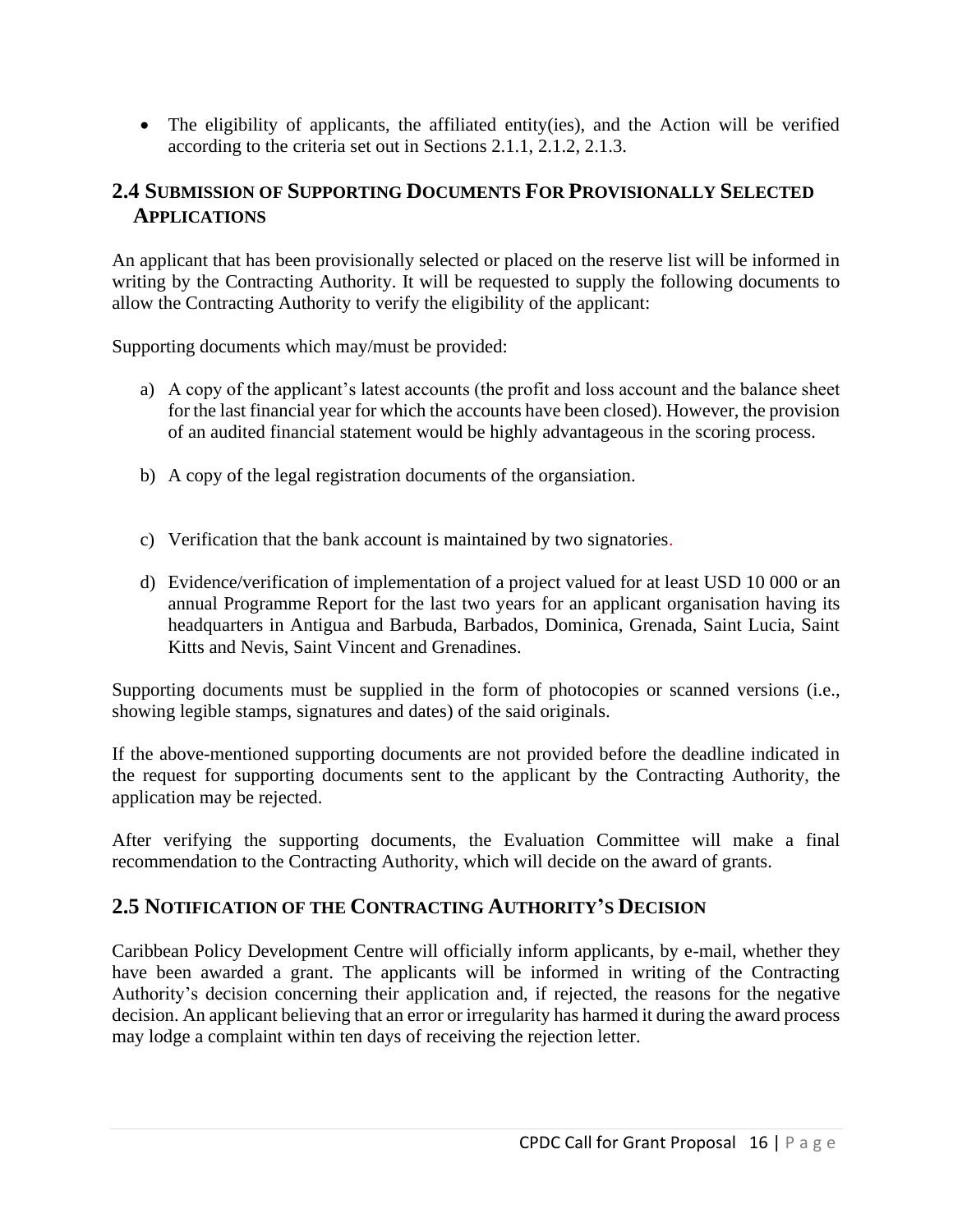- The eligibility of applicants, the affiliated entity(ies), and the Action will be verified according to the criteria set out in Sections 2.1.1, 2.1.2, 2.1.3.

## 2.4 Submission of Supporting Documents For Provisionally Selected Applications

An applicant that has been provisionally selected or placed on the reserve list will be informed in writing by the Contracting Authority. It will be requested to supply the following documents to allow the Contracting Authority to verify the eligibility of the applicant:

Supporting documents which may/must be provided:

a) A copy of the applicant's latest accounts (the profit and loss account and the balance sheet for the last financial year for which the accounts have been closed). However, the provision of an audited financial statement would be highly advantageous in the scoring process.

b) A copy of the legal registration documents of the organsiation.

c) Verification that the bank account is maintained by two signatories.

d) Evidence/verification of implementation of a project valued for at least USD 10 000 or an annual Programme Report for the last two years for an applicant organisation having its headquarters in Antigua and Barbuda, Barbados, Dominica, Grenada, Saint Lucia, Saint Kitts and Nevis, Saint Vincent and Grenadines.

Supporting documents must be supplied in the form of photocopies or scanned versions (i.e., showing legible stamps, signatures and dates) of the said originals.

If the above-mentioned supporting documents are not provided before the deadline indicated in the request for supporting documents sent to the applicant by the Contracting Authority, the application may be rejected.

After verifying the supporting documents, the Evaluation Committee will make a final recommendation to the Contracting Authority, which will decide on the award of grants.

## 2.5 Notification of the Contracting Authority's Decision

Caribbean Policy Development Centre will officially inform applicants, by e-mail, whether they have been awarded a grant. The applicants will be informed in writing of the Contracting Authority's decision concerning their application and, if rejected, the reasons for the negative decision. An applicant believing that an error or irregularity has harmed it during the award process may lodge a complaint within ten days of receiving the rejection letter.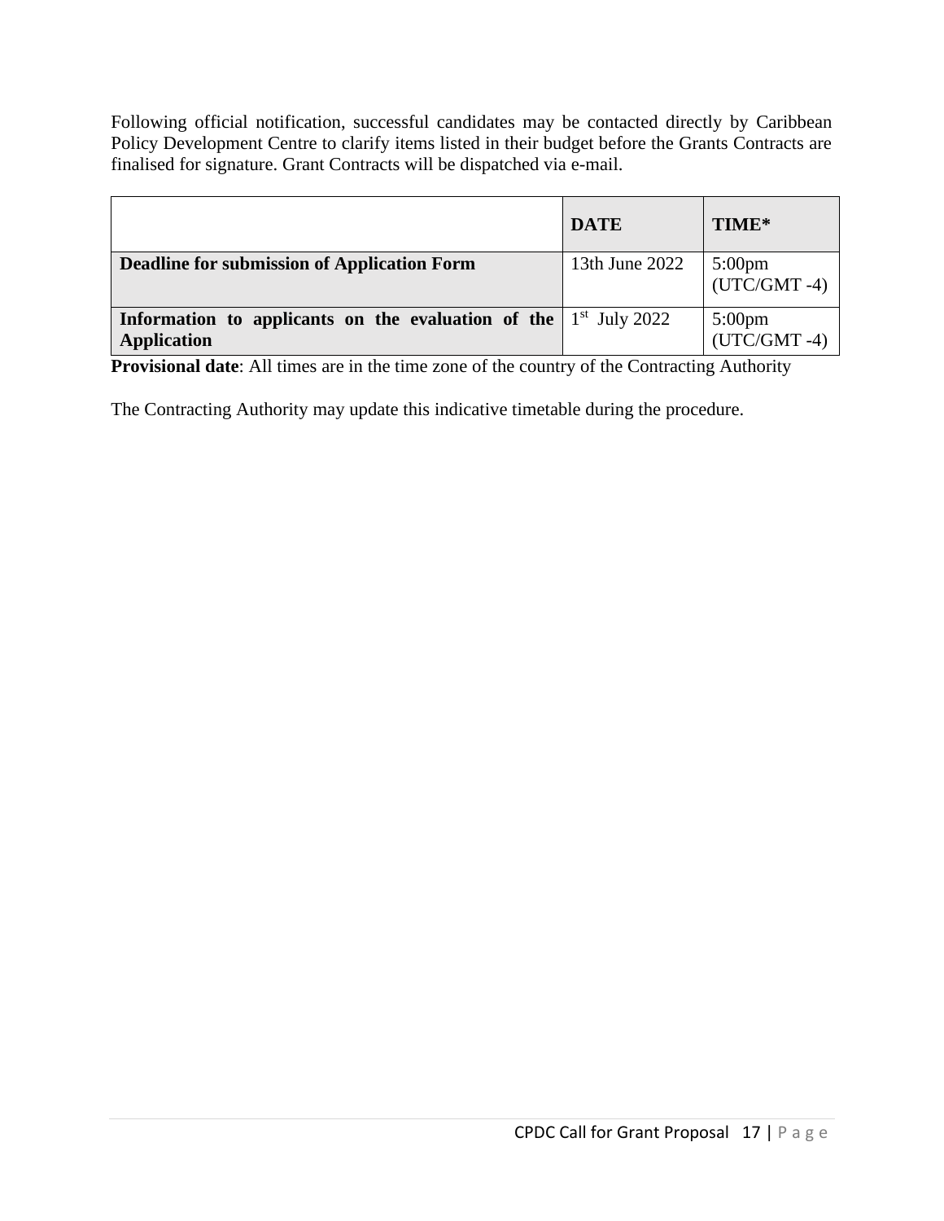Following official notification, successful candidates may be contacted directly by Caribbean Policy Development Centre to clarify items listed in their budget before the Grants Contracts are finalised for signature. Grant Contracts will be dispatched via e-mail.

| | **DATE** | **TIME*** |
|---|---|---|
| **Deadline for submission of Application Form** | 13th June 2022 | 5:00pm (UTC/GMT -4) |
| **Information to applicants on the evaluation of the Application** | 1st July 2022 | 5:00pm (UTC/GMT -4) |

**Provisional date**: All times are in the time zone of the country of the Contracting Authority

The Contracting Authority may update this indicative timetable during the procedure.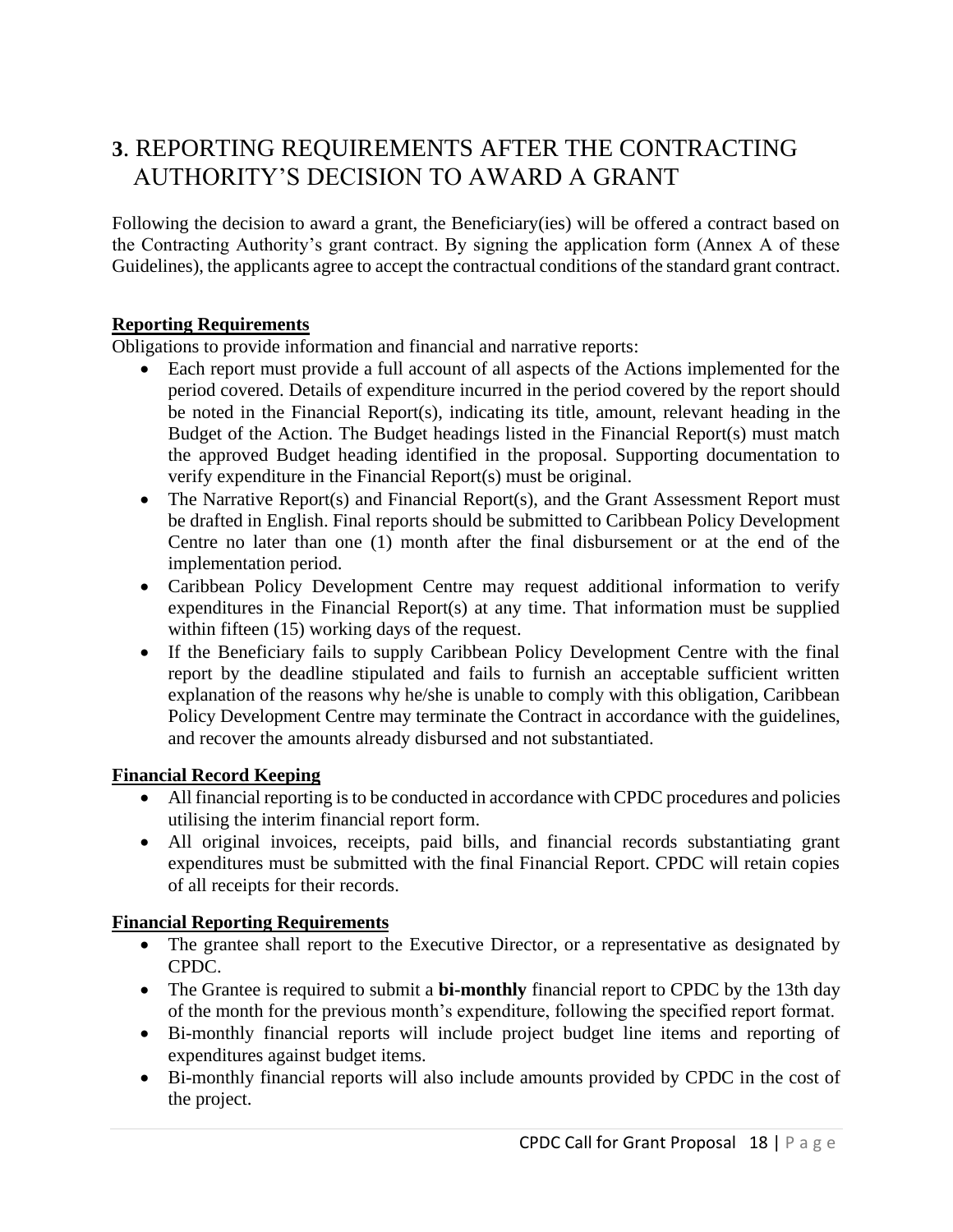# 3. REPORTING REQUIREMENTS AFTER THE CONTRACTING AUTHORITY'S DECISION TO AWARD A GRANT

Following the decision to award a grant, the Beneficiary(ies) will be offered a contract based on the Contracting Authority's grant contract. By signing the application form (Annex A of these Guidelines), the applicants agree to accept the contractual conditions of the standard grant contract.

**Reporting Requirements**

Obligations to provide information and financial and narrative reports:

- Each report must provide a full account of all aspects of the Actions implemented for the period covered. Details of expenditure incurred in the period covered by the report should be noted in the Financial Report(s), indicating its title, amount, relevant heading in the Budget of the Action. The Budget headings listed in the Financial Report(s) must match the approved Budget heading identified in the proposal. Supporting documentation to verify expenditure in the Financial Report(s) must be original.
- The Narrative Report(s) and Financial Report(s), and the Grant Assessment Report must be drafted in English. Final reports should be submitted to Caribbean Policy Development Centre no later than one (1) month after the final disbursement or at the end of the implementation period.
- Caribbean Policy Development Centre may request additional information to verify expenditures in the Financial Report(s) at any time. That information must be supplied within fifteen (15) working days of the request.
- If the Beneficiary fails to supply Caribbean Policy Development Centre with the final report by the deadline stipulated and fails to furnish an acceptable sufficient written explanation of the reasons why he/she is unable to comply with this obligation, Caribbean Policy Development Centre may terminate the Contract in accordance with the guidelines, and recover the amounts already disbursed and not substantiated.

**Financial Record Keeping**

- All financial reporting is to be conducted in accordance with CPDC procedures and policies utilising the interim financial report form.
- All original invoices, receipts, paid bills, and financial records substantiating grant expenditures must be submitted with the final Financial Report. CPDC will retain copies of all receipts for their records.

**Financial Reporting Requirements**

- The grantee shall report to the Executive Director, or a representative as designated by CPDC.
- The Grantee is required to submit a **bi-monthly** financial report to CPDC by the 13th day of the month for the previous month's expenditure, following the specified report format.
- Bi-monthly financial reports will include project budget line items and reporting of expenditures against budget items.
- Bi-monthly financial reports will also include amounts provided by CPDC in the cost of the project.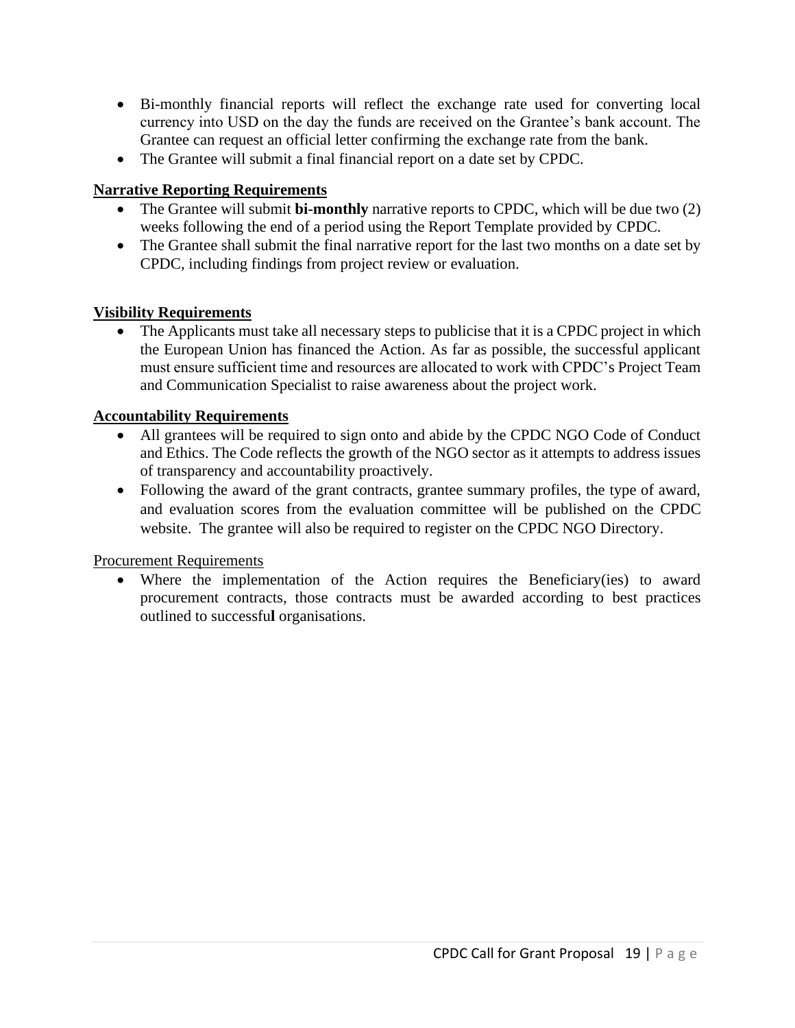- Bi-monthly financial reports will reflect the exchange rate used for converting local currency into USD on the day the funds are received on the Grantee's bank account. The Grantee can request an official letter confirming the exchange rate from the bank.
- The Grantee will submit a final financial report on a date set by CPDC.

**Narrative Reporting Requirements**

- The Grantee will submit **bi-monthly** narrative reports to CPDC, which will be due two (2) weeks following the end of a period using the Report Template provided by CPDC.
- The Grantee shall submit the final narrative report for the last two months on a date set by CPDC, including findings from project review or evaluation.

**Visibility Requirements**

- The Applicants must take all necessary steps to publicise that it is a CPDC project in which the European Union has financed the Action. As far as possible, the successful applicant must ensure sufficient time and resources are allocated to work with CPDC's Project Team and Communication Specialist to raise awareness about the project work.

**Accountability Requirements**

- All grantees will be required to sign onto and abide by the CPDC NGO Code of Conduct and Ethics. The Code reflects the growth of the NGO sector as it attempts to address issues of transparency and accountability proactively.
- Following the award of the grant contracts, grantee summary profiles, the type of award, and evaluation scores from the evaluation committee will be published on the CPDC website. The grantee will also be required to register on the CPDC NGO Directory.

Procurement Requirements

- Where the implementation of the Action requires the Beneficiary(ies) to award procurement contracts, those contracts must be awarded according to best practices outlined to successful organisations.